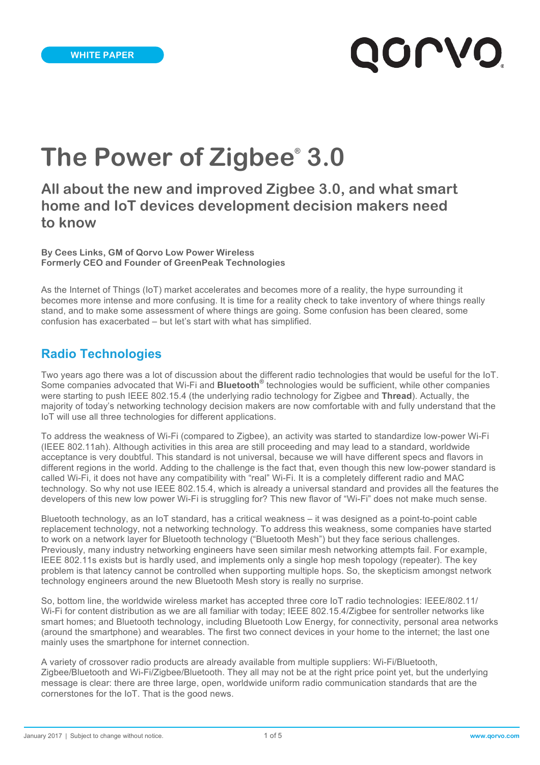WHITE PAPER

# The Power of Zigbee® 3.0

## All about the new and improved Zigbee 3.0, and what smart home and IoT devices development decision makers need to know

**By Cees Links, GM of Qorvo Low Power Wireless**
**Formerly CEO and Founder of GreenPeak Technologies**

As the Internet of Things (IoT) market accelerates and becomes more of a reality, the hype surrounding it becomes more intense and more confusing. It is time for a reality check to take inventory of where things really stand, and to make some assessment of where things are going. Some confusion has been cleared, some confusion has exacerbated – but let's start with what has simplified.

## Radio Technologies

Two years ago there was a lot of discussion about the different radio technologies that would be useful for the IoT. Some companies advocated that Wi-Fi and **Bluetooth®** technologies would be sufficient, while other companies were starting to push IEEE 802.15.4 (the underlying radio technology for Zigbee and **Thread**). Actually, the majority of today's networking technology decision makers are now comfortable with and fully understand that the IoT will use all three technologies for different applications.

To address the weakness of Wi-Fi (compared to Zigbee), an activity was started to standardize low-power Wi-Fi (IEEE 802.11ah). Although activities in this area are still proceeding and may lead to a standard, worldwide acceptance is very doubtful. This standard is not universal, because we will have different specs and flavors in different regions in the world. Adding to the challenge is the fact that, even though this new low-power standard is called Wi-Fi, it does not have any compatibility with "real" Wi-Fi. It is a completely different radio and MAC technology. So why not use IEEE 802.15.4, which is already a universal standard and provides all the features the developers of this new low power Wi-Fi is struggling for? This new flavor of "Wi-Fi" does not make much sense.

Bluetooth technology, as an IoT standard, has a critical weakness – it was designed as a point-to-point cable replacement technology, not a networking technology. To address this weakness, some companies have started to work on a network layer for Bluetooth technology ("Bluetooth Mesh") but they face serious challenges. Previously, many industry networking engineers have seen similar mesh networking attempts fail. For example, IEEE 802.11s exists but is hardly used, and implements only a single hop mesh topology (repeater). The key problem is that latency cannot be controlled when supporting multiple hops. So, the skepticism amongst network technology engineers around the new Bluetooth Mesh story is really no surprise.

So, bottom line, the worldwide wireless market has accepted three core IoT radio technologies: IEEE/802.11/ Wi-Fi for content distribution as we are all familiar with today; IEEE 802.15.4/Zigbee for sentroller networks like smart homes; and Bluetooth technology, including Bluetooth Low Energy, for connectivity, personal area networks (around the smartphone) and wearables. The first two connect devices in your home to the internet; the last one mainly uses the smartphone for internet connection.

A variety of crossover radio products are already available from multiple suppliers: Wi-Fi/Bluetooth, Zigbee/Bluetooth and Wi-Fi/Zigbee/Bluetooth. They all may not be at the right price point yet, but the underlying message is clear: there are three large, open, worldwide uniform radio communication standards that are the cornerstones for the IoT. That is the good news.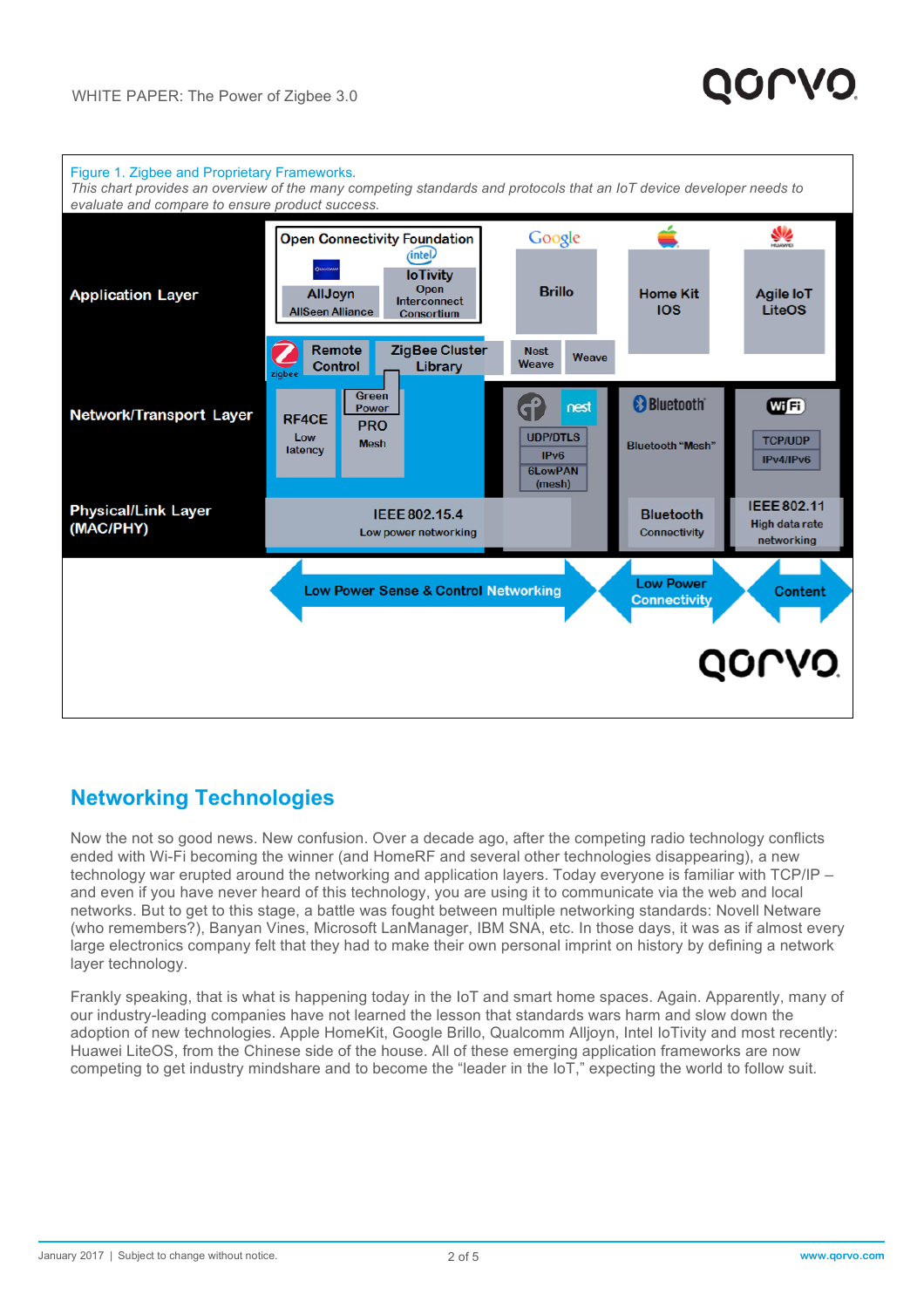Figure 1. Zigbee and Proprietary Frameworks.

*This chart provides an overview of the many competing standards and protocols that an IoT device developer needs to evaluate and compare to ensure product success.*

| | Zigbee | | Google | Apple | Huawei |
|---|---|---|---|---|---|
| **Application Layer** | Open Connectivity Foundation: AllJoyn (AllSeen Alliance); IoTivity (Open Interconnect Consortium) | | Brillo | Home Kit IOS | Agile IoT LiteOS |
| | Remote Control | ZigBee Cluster Library | Nest Weave; Weave | | |
| **Network/Transport Layer** | RF4CE (Low latency) | Green Power; PRO (Mesh) | nest: UDP/DTLS; IPv6; 6LowPAN (mesh) | Bluetooth "Mesh" | WiFi: TCP/UDP; IPv4/IPv6 |
| **Physical/Link Layer (MAC/PHY)** | IEEE 802.15.4 (Low power networking) | | | Bluetooth Connectivity | IEEE 802.11 (High data rate networking) |
| | Low Power Sense & Control Networking | | | Low Power Connectivity | Content |

## Networking Technologies

Now the not so good news. New confusion. Over a decade ago, after the competing radio technology conflicts ended with Wi-Fi becoming the winner (and HomeRF and several other technologies disappearing), a new technology war erupted around the networking and application layers. Today everyone is familiar with TCP/IP – and even if you have never heard of this technology, you are using it to communicate via the web and local networks. But to get to this stage, a battle was fought between multiple networking standards: Novell Netware (who remembers?), Banyan Vines, Microsoft LanManager, IBM SNA, etc. In those days, it was as if almost every large electronics company felt that they had to make their own personal imprint on history by defining a network layer technology.

Frankly speaking, that is what is happening today in the IoT and smart home spaces. Again. Apparently, many of our industry-leading companies have not learned the lesson that standards wars harm and slow down the adoption of new technologies. Apple HomeKit, Google Brillo, Qualcomm Alljoyn, Intel IoTivity and most recently: Huawei LiteOS, from the Chinese side of the house. All of these emerging application frameworks are now competing to get industry mindshare and to become the “leader in the IoT,” expecting the world to follow suit.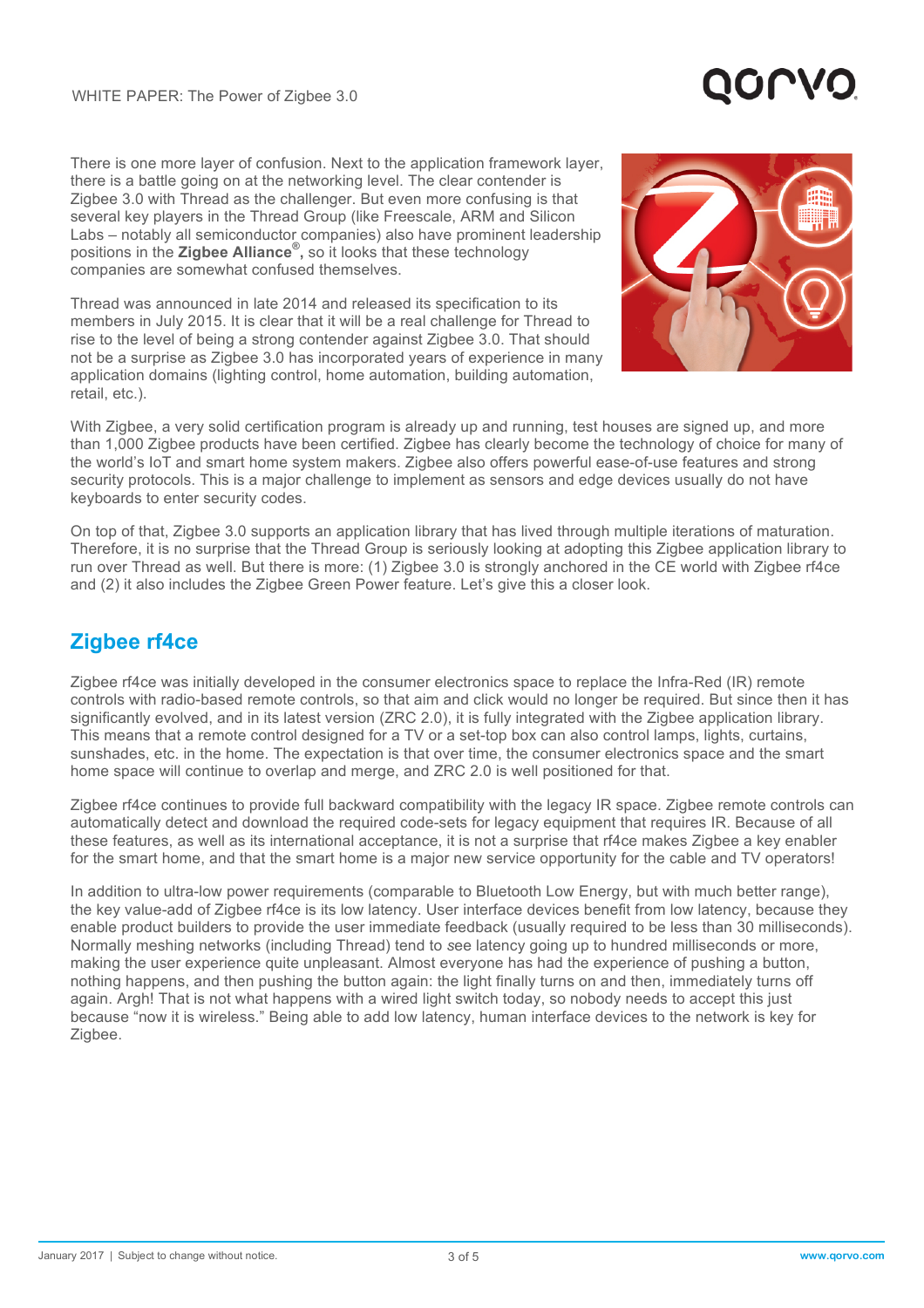There is one more layer of confusion. Next to the application framework layer, there is a battle going on at the networking level. The clear contender is Zigbee 3.0 with Thread as the challenger. But even more confusing is that several key players in the Thread Group (like Freescale, ARM and Silicon Labs – notably all semiconductor companies) also have prominent leadership positions in the **Zigbee Alliance®,** so it looks that these technology companies are somewhat confused themselves.

Thread was announced in late 2014 and released its specification to its members in July 2015. It is clear that it will be a real challenge for Thread to rise to the level of being a strong contender against Zigbee 3.0. That should not be a surprise as Zigbee 3.0 has incorporated years of experience in many application domains (lighting control, home automation, building automation, retail, etc.).

With Zigbee, a very solid certification program is already up and running, test houses are signed up, and more than 1,000 Zigbee products have been certified. Zigbee has clearly become the technology of choice for many of the world's IoT and smart home system makers. Zigbee also offers powerful ease-of-use features and strong security protocols. This is a major challenge to implement as sensors and edge devices usually do not have keyboards to enter security codes.

On top of that, Zigbee 3.0 supports an application library that has lived through multiple iterations of maturation. Therefore, it is no surprise that the Thread Group is seriously looking at adopting this Zigbee application library to run over Thread as well. But there is more: (1) Zigbee 3.0 is strongly anchored in the CE world with Zigbee rf4ce and (2) it also includes the Zigbee Green Power feature. Let's give this a closer look.

## Zigbee rf4ce

Zigbee rf4ce was initially developed in the consumer electronics space to replace the Infra-Red (IR) remote controls with radio-based remote controls, so that aim and click would no longer be required. But since then it has significantly evolved, and in its latest version (ZRC 2.0), it is fully integrated with the Zigbee application library. This means that a remote control designed for a TV or a set-top box can also control lamps, lights, curtains, sunshades, etc. in the home. The expectation is that over time, the consumer electronics space and the smart home space will continue to overlap and merge, and ZRC 2.0 is well positioned for that.

Zigbee rf4ce continues to provide full backward compatibility with the legacy IR space. Zigbee remote controls can automatically detect and download the required code-sets for legacy equipment that requires IR. Because of all these features, as well as its international acceptance, it is not a surprise that rf4ce makes Zigbee a key enabler for the smart home, and that the smart home is a major new service opportunity for the cable and TV operators!

In addition to ultra-low power requirements (comparable to Bluetooth Low Energy, but with much better range), the key value-add of Zigbee rf4ce is its low latency. User interface devices benefit from low latency, because they enable product builders to provide the user immediate feedback (usually required to be less than 30 milliseconds). Normally meshing networks (including Thread) tend to *s*ee latency going up to hundred milliseconds or more, making the user experience quite unpleasant. Almost everyone has had the experience of pushing a button, nothing happens, and then pushing the button again: the light finally turns on and then, immediately turns off again. Argh! That is not what happens with a wired light switch today, so nobody needs to accept this just because "now it is wireless." Being able to add low latency, human interface devices to the network is key for Zigbee.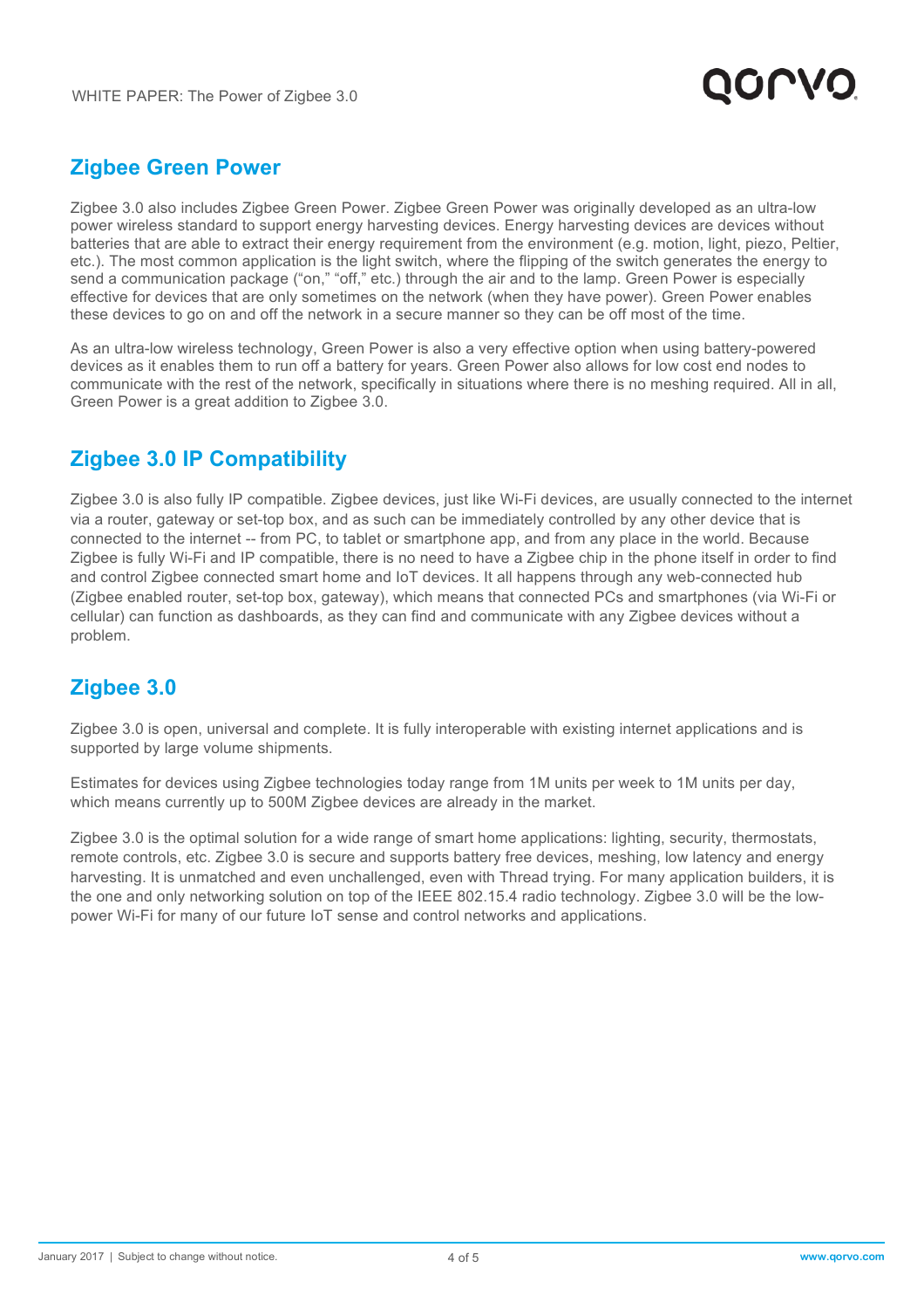## Zigbee Green Power

Zigbee 3.0 also includes Zigbee Green Power. Zigbee Green Power was originally developed as an ultra-low power wireless standard to support energy harvesting devices. Energy harvesting devices are devices without batteries that are able to extract their energy requirement from the environment (e.g. motion, light, piezo, Peltier, etc.). The most common application is the light switch, where the flipping of the switch generates the energy to send a communication package ("on," "off," etc.) through the air and to the lamp. Green Power is especially effective for devices that are only sometimes on the network (when they have power). Green Power enables these devices to go on and off the network in a secure manner so they can be off most of the time.

As an ultra-low wireless technology, Green Power is also a very effective option when using battery-powered devices as it enables them to run off a battery for years. Green Power also allows for low cost end nodes to communicate with the rest of the network, specifically in situations where there is no meshing required. All in all, Green Power is a great addition to Zigbee 3.0.

## Zigbee 3.0 IP Compatibility

Zigbee 3.0 is also fully IP compatible. Zigbee devices, just like Wi-Fi devices, are usually connected to the internet via a router, gateway or set-top box, and as such can be immediately controlled by any other device that is connected to the internet -- from PC, to tablet or smartphone app, and from any place in the world. Because Zigbee is fully Wi-Fi and IP compatible, there is no need to have a Zigbee chip in the phone itself in order to find and control Zigbee connected smart home and IoT devices. It all happens through any web-connected hub (Zigbee enabled router, set-top box, gateway), which means that connected PCs and smartphones (via Wi-Fi or cellular) can function as dashboards, as they can find and communicate with any Zigbee devices without a problem.

## Zigbee 3.0

Zigbee 3.0 is open, universal and complete. It is fully interoperable with existing internet applications and is supported by large volume shipments.

Estimates for devices using Zigbee technologies today range from 1M units per week to 1M units per day, which means currently up to 500M Zigbee devices are already in the market.

Zigbee 3.0 is the optimal solution for a wide range of smart home applications: lighting, security, thermostats, remote controls, etc. Zigbee 3.0 is secure and supports battery free devices, meshing, low latency and energy harvesting. It is unmatched and even unchallenged, even with Thread trying. For many application builders, it is the one and only networking solution on top of the IEEE 802.15.4 radio technology. Zigbee 3.0 will be the low-power Wi-Fi for many of our future IoT sense and control networks and applications.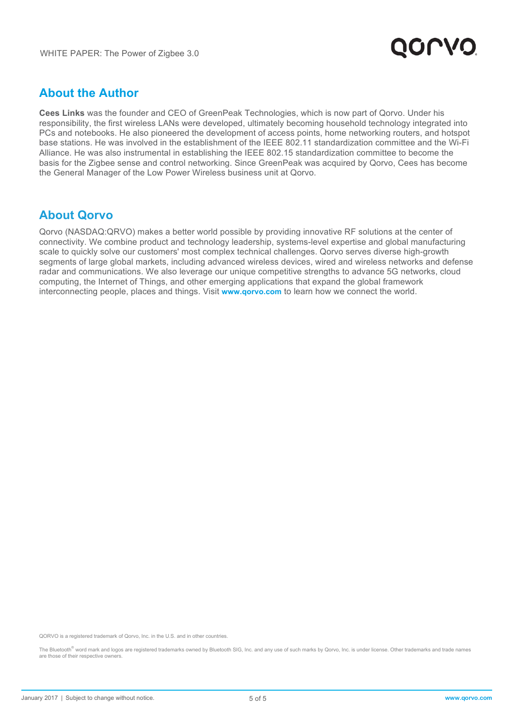## About the Author

**Cees Links** was the founder and CEO of GreenPeak Technologies, which is now part of Qorvo. Under his responsibility, the first wireless LANs were developed, ultimately becoming household technology integrated into PCs and notebooks. He also pioneered the development of access points, home networking routers, and hotspot base stations. He was involved in the establishment of the IEEE 802.11 standardization committee and the Wi-Fi Alliance. He was also instrumental in establishing the IEEE 802.15 standardization committee to become the basis for the Zigbee sense and control networking. Since GreenPeak was acquired by Qorvo, Cees has become the General Manager of the Low Power Wireless business unit at Qorvo.

## About Qorvo

Qorvo (NASDAQ:QRVO) makes a better world possible by providing innovative RF solutions at the center of connectivity. We combine product and technology leadership, systems-level expertise and global manufacturing scale to quickly solve our customers' most complex technical challenges. Qorvo serves diverse high-growth segments of large global markets, including advanced wireless devices, wired and wireless networks and defense radar and communications. We also leverage our unique competitive strengths to advance 5G networks, cloud computing, the Internet of Things, and other emerging applications that expand the global framework interconnecting people, places and things. Visit **www.qorvo.com** to learn how we connect the world.

QORVO is a registered trademark of Qorvo, Inc. in the U.S. and in other countries.

The Bluetooth® word mark and logos are registered trademarks owned by Bluetooth SIG, Inc. and any use of such marks by Qorvo, Inc. is under license. Other trademarks and trade names are those of their respective owners.